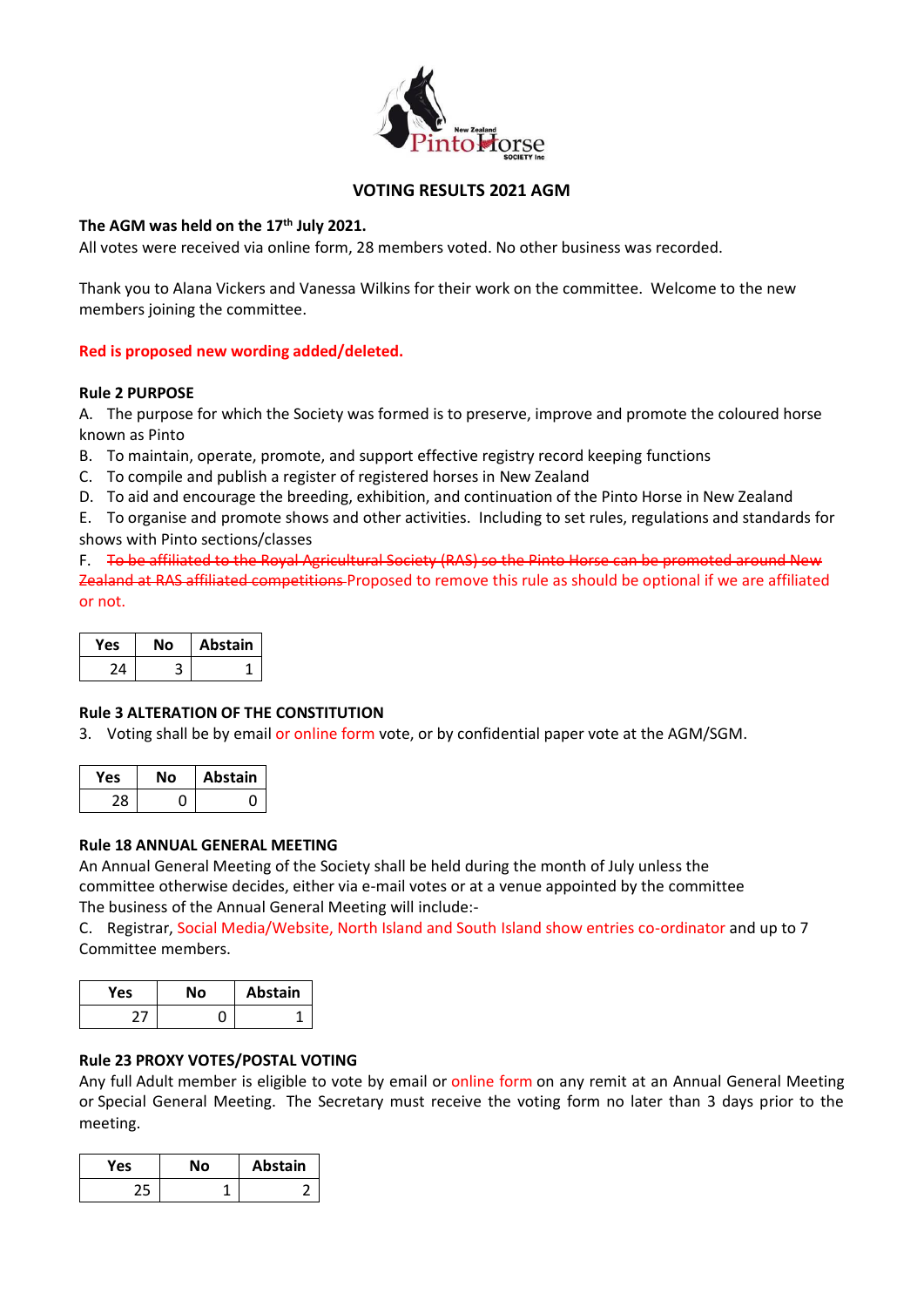# VOTING RESULTS 2021 AGM

**The AGM was held on the 17th July 2021.**

All votes were received via online form, 28 members voted. No other business was recorded.

Thank you to Alana Vickers and Vanessa Wilkins for their work on the committee. Welcome to the new members joining the committee.

**Red is proposed new wording added/deleted.**

**Rule 2 PURPOSE**

A. The purpose for which the Society was formed is to preserve, improve and promote the coloured horse known as Pinto

B. To maintain, operate, promote, and support effective registry record keeping functions

C. To compile and publish a register of registered horses in New Zealand

D. To aid and encourage the breeding, exhibition, and continuation of the Pinto Horse in New Zealand

E. To organise and promote shows and other activities. Including to set rules, regulations and standards for shows with Pinto sections/classes

F. ~~To be affiliated to the Royal Agricultural Society (RAS) so the Pinto Horse can be promoted around New Zealand at RAS affiliated competitions~~ Proposed to remove this rule as should be optional if we are affiliated or not.

| Yes | No | Abstain |
|---|---|---|
| 24 | 3 | 1 |

**Rule 3 ALTERATION OF THE CONSTITUTION**

3. Voting shall be by email or online form vote, or by confidential paper vote at the AGM/SGM.

| Yes | No | Abstain |
|---|---|---|
| 28 | 0 | 0 |

**Rule 18 ANNUAL GENERAL MEETING**

An Annual General Meeting of the Society shall be held during the month of July unless the committee otherwise decides, either via e-mail votes or at a venue appointed by the committee

The business of the Annual General Meeting will include:-

C. Registrar, Social Media/Website, North Island and South Island show entries co-ordinator and up to 7 Committee members.

| Yes | No | Abstain |
|---|---|---|
| 27 | 0 | 1 |

**Rule 23 PROXY VOTES/POSTAL VOTING**

Any full Adult member is eligible to vote by email or online form on any remit at an Annual General Meeting or Special General Meeting. The Secretary must receive the voting form no later than 3 days prior to the meeting.

| Yes | No | Abstain |
|---|---|---|
| 25 | 1 | 2 |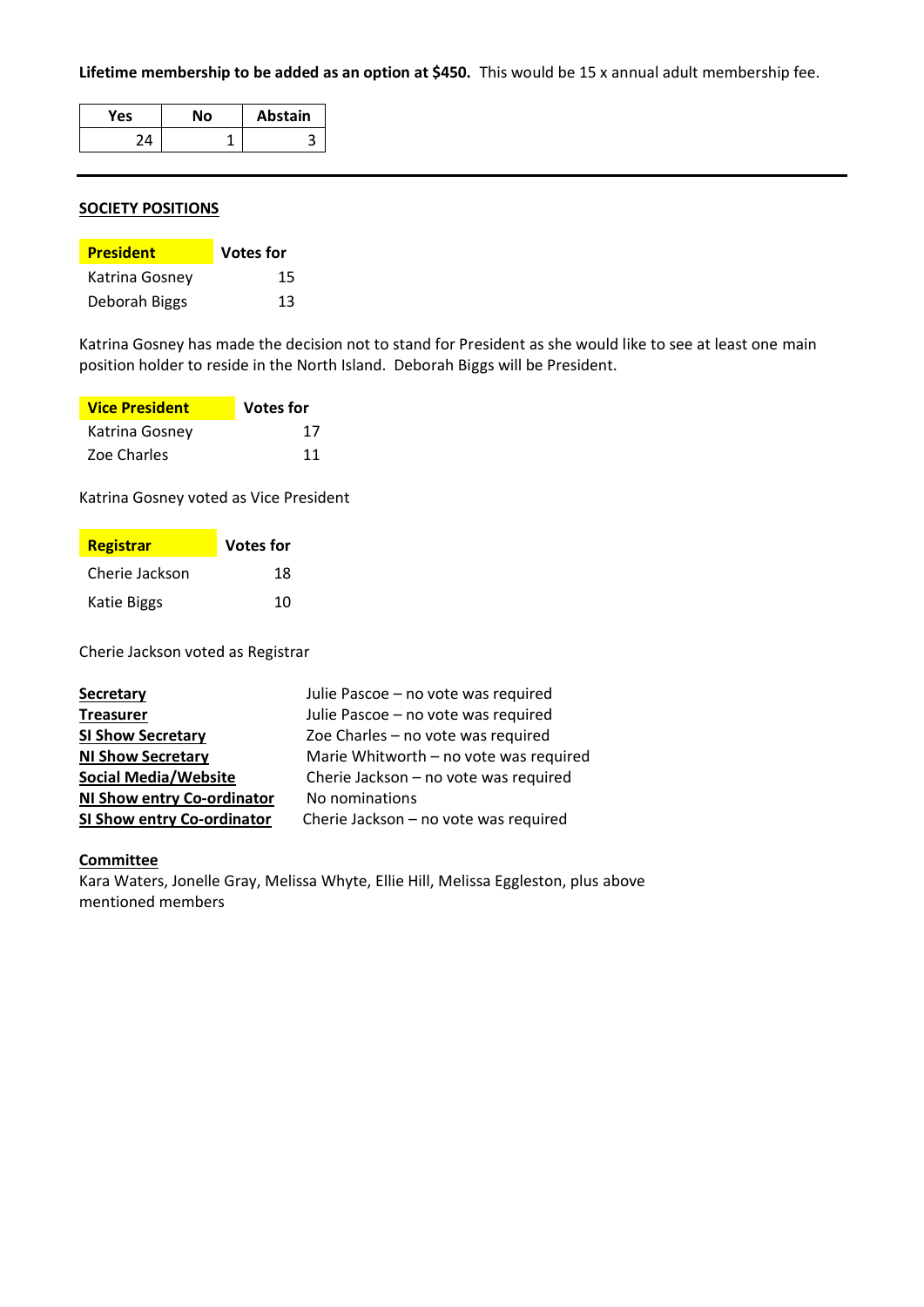**Lifetime membership to be added as an option at $450.** This would be 15 x annual adult membership fee.

| Yes | No | Abstain |
|---|---|---|
| 24 | 1 | 3 |

---

## SOCIETY POSITIONS

| President | Votes for |
|---|---|
| Katrina Gosney | 15 |
| Deborah Biggs | 13 |

Katrina Gosney has made the decision not to stand for President as she would like to see at least one main position holder to reside in the North Island. Deborah Biggs will be President.

| Vice President | Votes for |
|---|---|
| Katrina Gosney | 17 |
| Zoe Charles | 11 |

Katrina Gosney voted as Vice President

| Registrar | Votes for |
|---|---|
| Cherie Jackson | 18 |
| Katie Biggs | 10 |

Cherie Jackson voted as Registrar

| | |
|---|---|
| **Secretary** | Julie Pascoe – no vote was required |
| **Treasurer** | Julie Pascoe – no vote was required |
| **SI Show Secretary** | Zoe Charles – no vote was required |
| **NI Show Secretary** | Marie Whitworth – no vote was required |
| **Social Media/Website** | Cherie Jackson – no vote was required |
| **NI Show entry Co-ordinator** | No nominations |
| **SI Show entry Co-ordinator** | Cherie Jackson – no vote was required |

**Committee**

Kara Waters, Jonelle Gray, Melissa Whyte, Ellie Hill, Melissa Eggleston, plus above mentioned members